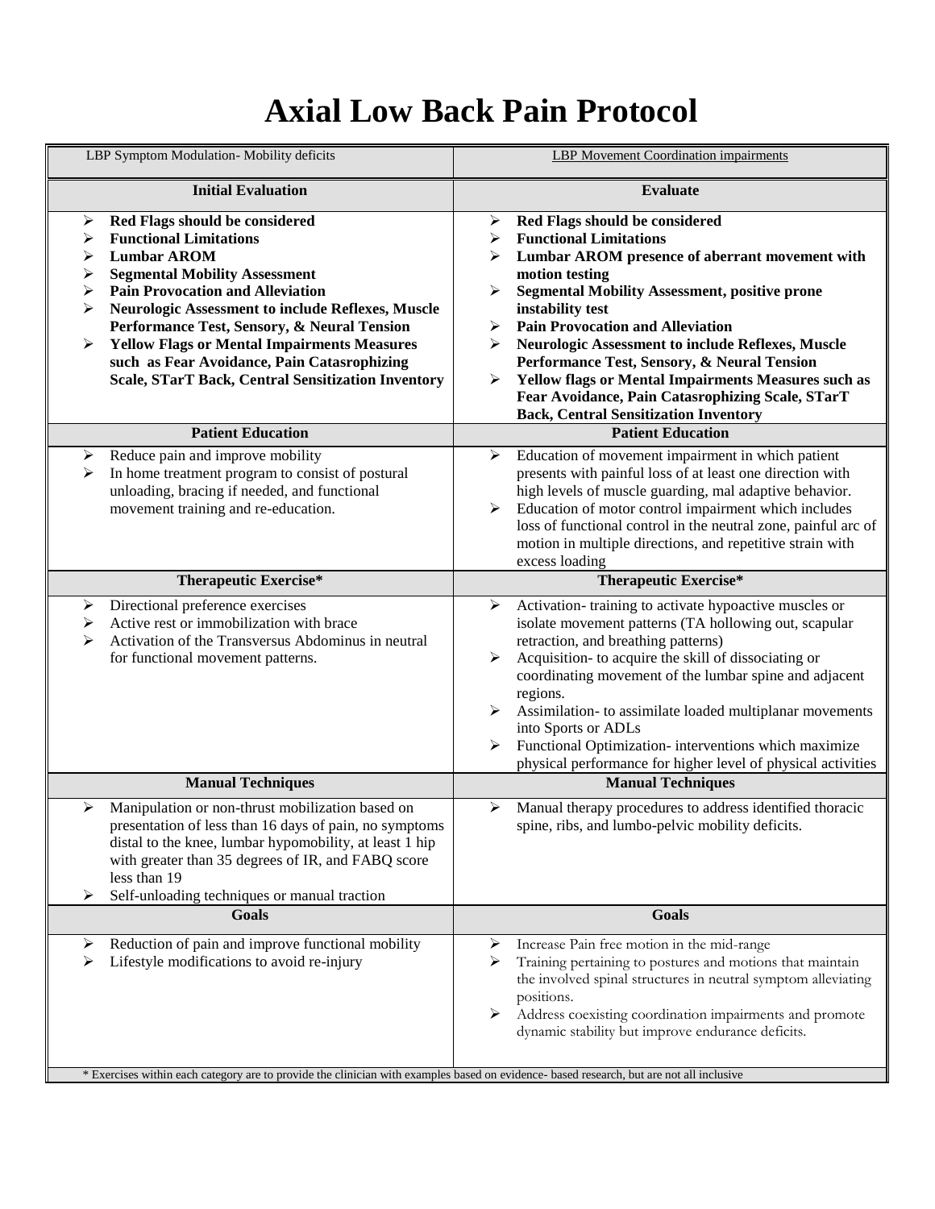# Axial Low Back Pain Protocol

| LBP Symptom Modulation- Mobility deficits | LBP Movement Coordination impairments |
|---|---|
| **Initial Evaluation** | **Evaluate** |
| ➢ **Red Flags should be considered**<br>➢ **Functional Limitations**<br>➢ **Lumbar AROM**<br>➢ **Segmental Mobility Assessment**<br>➢ **Pain Provocation and Alleviation**<br>➢ **Neurologic Assessment to include Reflexes, Muscle Performance Test, Sensory, & Neural Tension**<br>➢ **Yellow Flags or Mental Impairments Measures such as Fear Avoidance, Pain Catasrophizing Scale, STarT Back, Central Sensitization Inventory** | ➢ **Red Flags should be considered**<br>➢ **Functional Limitations**<br>➢ **Lumbar AROM presence of aberrant movement with motion testing**<br>➢ **Segmental Mobility Assessment, positive prone instability test**<br>➢ **Pain Provocation and Alleviation**<br>➢ **Neurologic Assessment to include Reflexes, Muscle Performance Test, Sensory, & Neural Tension**<br>➢ **Yellow flags or Mental Impairments Measures such as Fear Avoidance, Pain Catasrophizing Scale, STarT Back, Central Sensitization Inventory** |
| **Patient Education** | **Patient Education** |
| ➢ Reduce pain and improve mobility<br>➢ In home treatment program to consist of postural unloading, bracing if needed, and functional movement training and re-education. | ➢ Education of movement impairment in which patient presents with painful loss of at least one direction with high levels of muscle guarding, mal adaptive behavior.<br>➢ Education of motor control impairment which includes loss of functional control in the neutral zone, painful arc of motion in multiple directions, and repetitive strain with excess loading |
| **Therapeutic Exercise*** | **Therapeutic Exercise*** |
| ➢ Directional preference exercises<br>➢ Active rest or immobilization with brace<br>➢ Activation of the Transversus Abdominus in neutral for functional movement patterns. | ➢ Activation- training to activate hypoactive muscles or isolate movement patterns (TA hollowing out, scapular retraction, and breathing patterns)<br>➢ Acquisition- to acquire the skill of dissociating or coordinating movement of the lumbar spine and adjacent regions.<br>➢ Assimilation- to assimilate loaded multiplanar movements into Sports or ADLs<br>➢ Functional Optimization- interventions which maximize physical performance for higher level of physical activities |
| **Manual Techniques** | **Manual Techniques** |
| ➢ Manipulation or non-thrust mobilization based on presentation of less than 16 days of pain, no symptoms distal to the knee, lumbar hypomobility, at least 1 hip with greater than 35 degrees of IR, and FABQ score less than 19<br>➢ Self-unloading techniques or manual traction | ➢ Manual therapy procedures to address identified thoracic spine, ribs, and lumbo-pelvic mobility deficits. |
| **Goals** | **Goals** |
| ➢ Reduction of pain and improve functional mobility<br>➢ Lifestyle modifications to avoid re-injury | ➢ Increase Pain free motion in the mid-range<br>➢ Training pertaining to postures and motions that maintain the involved spinal structures in neutral symptom alleviating positions.<br>➢ Address coexisting coordination impairments and promote dynamic stability but improve endurance deficits. |

* Exercises within each category are to provide the clinician with examples based on evidence- based research, but are not all inclusive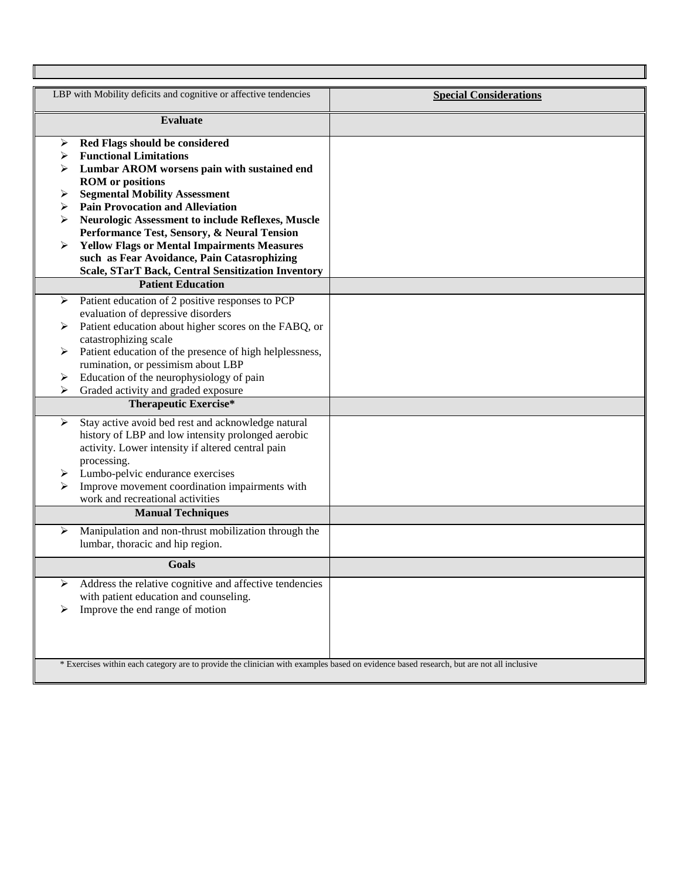| LBP with Mobility deficits and cognitive or affective tendencies | **Special Considerations** |
|---|---|
| **Evaluate** | |
| ➢ **Red Flags should be considered**<br>➢ **Functional Limitations**<br>➢ **Lumbar AROM worsens pain with sustained end ROM or positions**<br>➢ **Segmental Mobility Assessment**<br>➢ **Pain Provocation and Alleviation**<br>➢ **Neurologic Assessment to include Reflexes, Muscle Performance Test, Sensory, & Neural Tension**<br>➢ **Yellow Flags or Mental Impairments Measures such as Fear Avoidance, Pain Catasrophizing Scale, STarT Back, Central Sensitization Inventory** | |
| **Patient Education** | |
| ➢ Patient education of 2 positive responses to PCP evaluation of depressive disorders<br>➢ Patient education about higher scores on the FABQ, or catastrophizing scale<br>➢ Patient education of the presence of high helplessness, rumination, or pessimism about LBP<br>➢ Education of the neurophysiology of pain<br>➢ Graded activity and graded exposure | |
| **Therapeutic Exercise*** | |
| ➢ Stay active avoid bed rest and acknowledge natural history of LBP and low intensity prolonged aerobic activity. Lower intensity if altered central pain processing.<br>➢ Lumbo-pelvic endurance exercises<br>➢ Improve movement coordination impairments with work and recreational activities | |
| **Manual Techniques** | |
| ➢ Manipulation and non-thrust mobilization through the lumbar, thoracic and hip region. | |
| **Goals** | |
| ➢ Address the relative cognitive and affective tendencies with patient education and counseling.<br>➢ Improve the end range of motion | |

* Exercises within each category are to provide the clinician with examples based on evidence based research, but are not all inclusive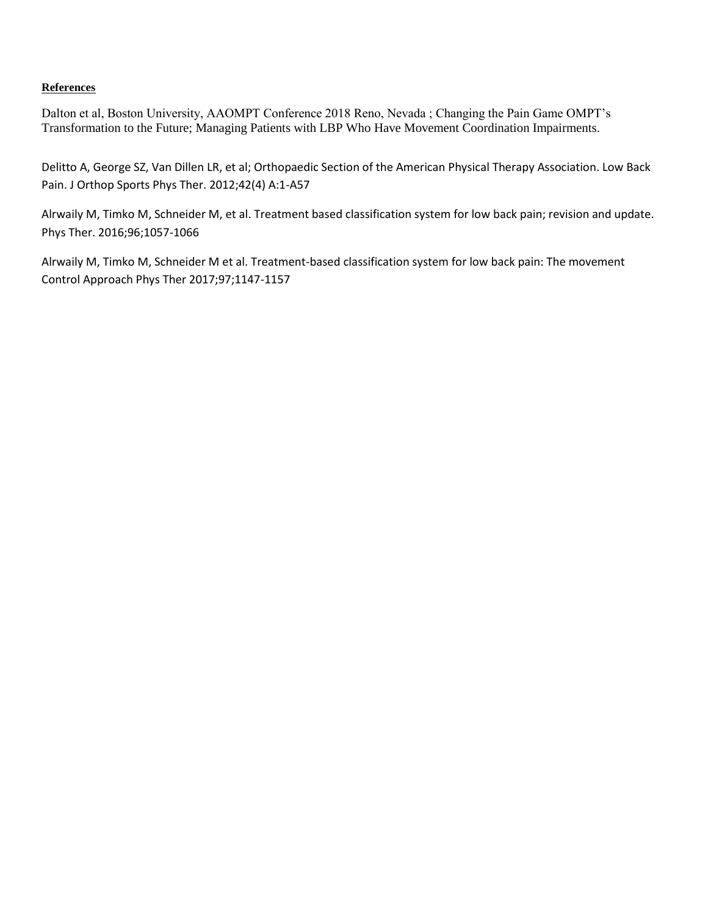**References**

Dalton et al, Boston University, AAOMPT Conference 2018 Reno, Nevada ; Changing the Pain Game OMPT's Transformation to the Future; Managing Patients with LBP Who Have Movement Coordination Impairments.

Delitto A, George SZ, Van Dillen LR, et al; Orthopaedic Section of the American Physical Therapy Association. Low Back Pain. J Orthop Sports Phys Ther. 2012;42(4) A:1-A57

Alrwaily M, Timko M, Schneider M, et al. Treatment based classification system for low back pain; revision and update. Phys Ther. 2016;96;1057-1066

Alrwaily M, Timko M, Schneider M et al. Treatment-based classification system for low back pain: The movement Control Approach Phys Ther 2017;97;1147-1157